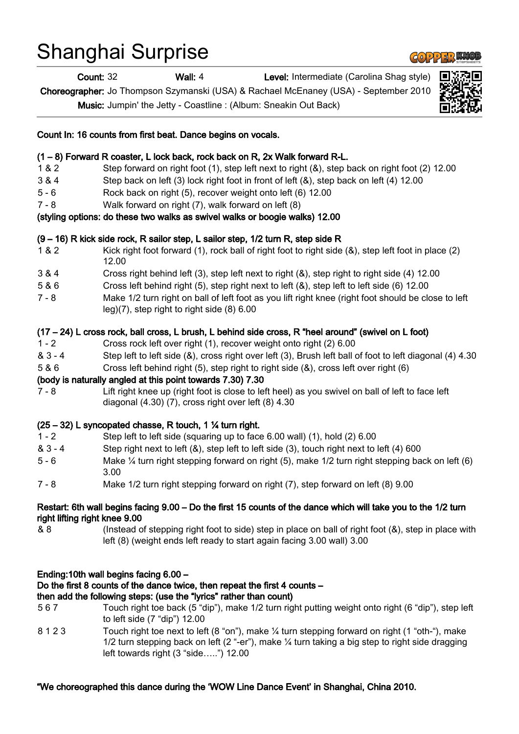# Shanghai Surprise

**Count:** 32 **Wall:** 4 **Level:** Intermediate (Carolina Shag style)

**Choreographer:** Jo Thompson Szymanski (USA) & Rachael McEnaney (USA) - September 2010

**Music:** Jumpin' the Jetty - Coastline : (Album: Sneakin Out Back)

**Count In: 16 counts from first beat. Dance begins on vocals.**

**(1 – 8) Forward R coaster, L lock back, rock back on R, 2x Walk forward R-L.**

| | |
|---|---|
| 1 & 2 | Step forward on right foot (1), step left next to right (&), step back on right foot (2) 12.00 |
| 3 & 4 | Step back on left (3) lock right foot in front of left (&), step back on left (4) 12.00 |
| 5 - 6 | Rock back on right (5), recover weight onto left (6) 12.00 |
| 7 - 8 | Walk forward on right (7), walk forward on left (8) |

**(styling options: do these two walks as swivel walks or boogie walks) 12.00**

**(9 – 16) R kick side rock, R sailor step, L sailor step, 1/2 turn R, step side R**

| | |
|---|---|
| 1 & 2 | Kick right foot forward (1), rock ball of right foot to right side (&), step left foot in place (2) 12.00 |
| 3 & 4 | Cross right behind left (3), step left next to right (&), step right to right side (4) 12.00 |
| 5 & 6 | Cross left behind right (5), step right next to left (&), step left to left side (6) 12.00 |
| 7 - 8 | Make 1/2 turn right on ball of left foot as you lift right knee (right foot should be close to left leg)(7), step right to right side (8) 6.00 |

**(17 – 24) L cross rock, ball cross, L brush, L behind side cross, R "heel around" (swivel on L foot)**

| | |
|---|---|
| 1 - 2 | Cross rock left over right (1), recover weight onto right (2) 6.00 |
| & 3 - 4 | Step left to left side (&), cross right over left (3), Brush left ball of foot to left diagonal (4) 4.30 |
| 5 & 6 | Cross left behind right (5), step right to right side (&), cross left over right (6) |

**(body is naturally angled at this point towards 7.30) 7.30**

| | |
|---|---|
| 7 - 8 | Lift right knee up (right foot is close to left heel) as you swivel on ball of left to face left diagonal (4.30) (7), cross right over left (8) 4.30 |

**(25 – 32) L syncopated chasse, R touch, 1 ¼ turn right.**

| | |
|---|---|
| 1 - 2 | Step left to left side (squaring up to face 6.00 wall) (1), hold (2) 6.00 |
| & 3 - 4 | Step right next to left (&), step left to left side (3), touch right next to left (4) 600 |
| 5 - 6 | Make ¼ turn right stepping forward on right (5), make 1/2 turn right stepping back on left (6) 3.00 |
| 7 - 8 | Make 1/2 turn right stepping forward on right (7), step forward on left (8) 9.00 |

**Restart: 6th wall begins facing 9.00 – Do the first 15 counts of the dance which will take you to the 1/2 turn right lifting right knee 9.00**

| | |
|---|---|
| & 8 | (Instead of stepping right foot to side) step in place on ball of right foot (&), step in place with left (8) (weight ends left ready to start again facing 3.00 wall) 3.00 |

**Ending:10th wall begins facing 6.00 –**
**Do the first 8 counts of the dance twice, then repeat the first 4 counts –**
**then add the following steps: (use the "lyrics" rather than count)**

| | |
|---|---|
| 5 6 7 | Touch right toe back (5 "dip"), make 1/2 turn right putting weight onto right (6 "dip"), step left to left side (7 "dip") 12.00 |
| 8 1 2 3 | Touch right toe next to left (8 "on"), make ¼ turn stepping forward on right (1 "oth-"), make 1/2 turn stepping back on left (2 "-er"), make ¼ turn taking a big step to right side dragging left towards right (3 "side…..") 12.00 |

**"We choreographed this dance during the 'WOW Line Dance Event' in Shanghai, China 2010.**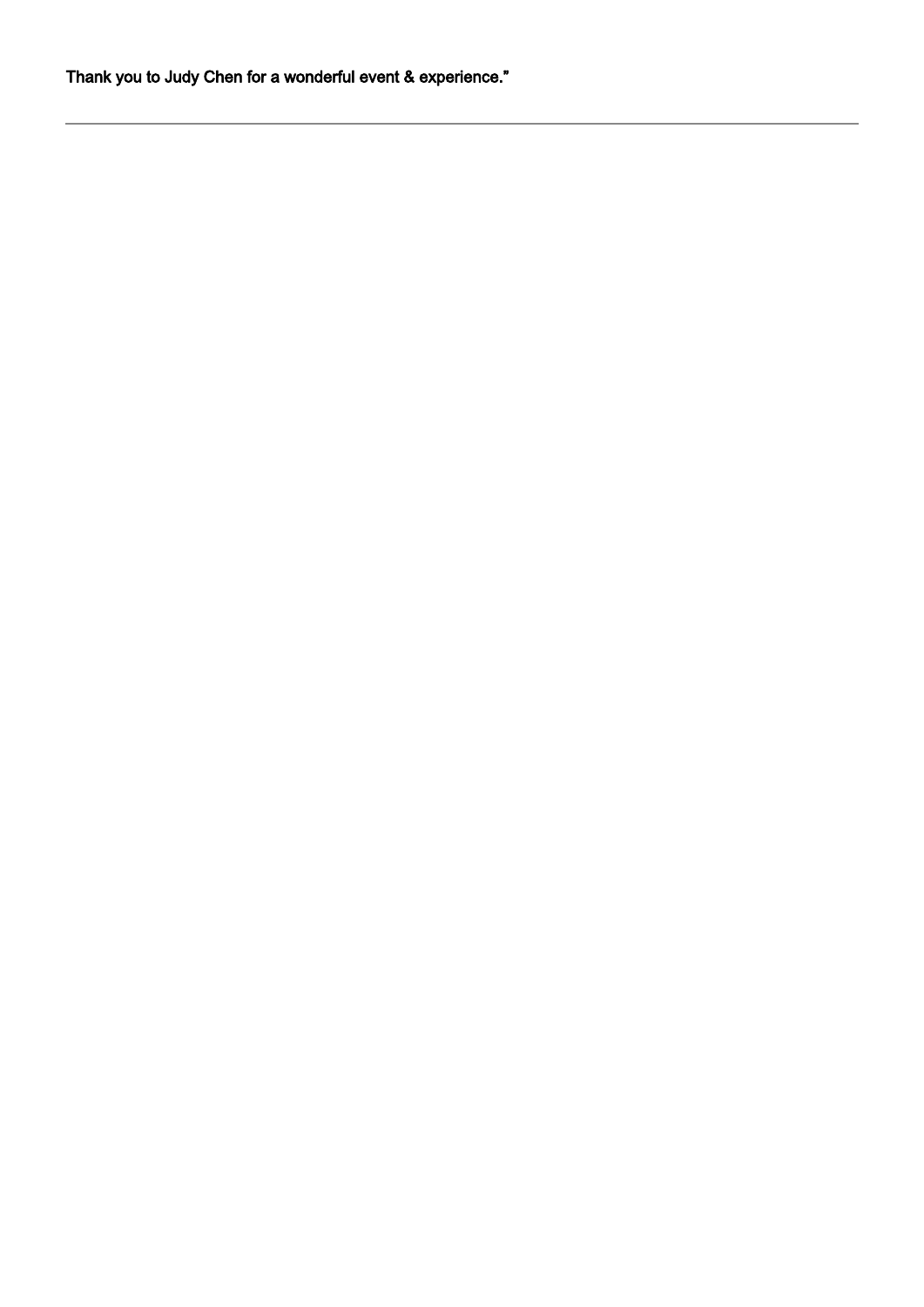Thank you to Judy Chen for a wonderful event & experience."

---